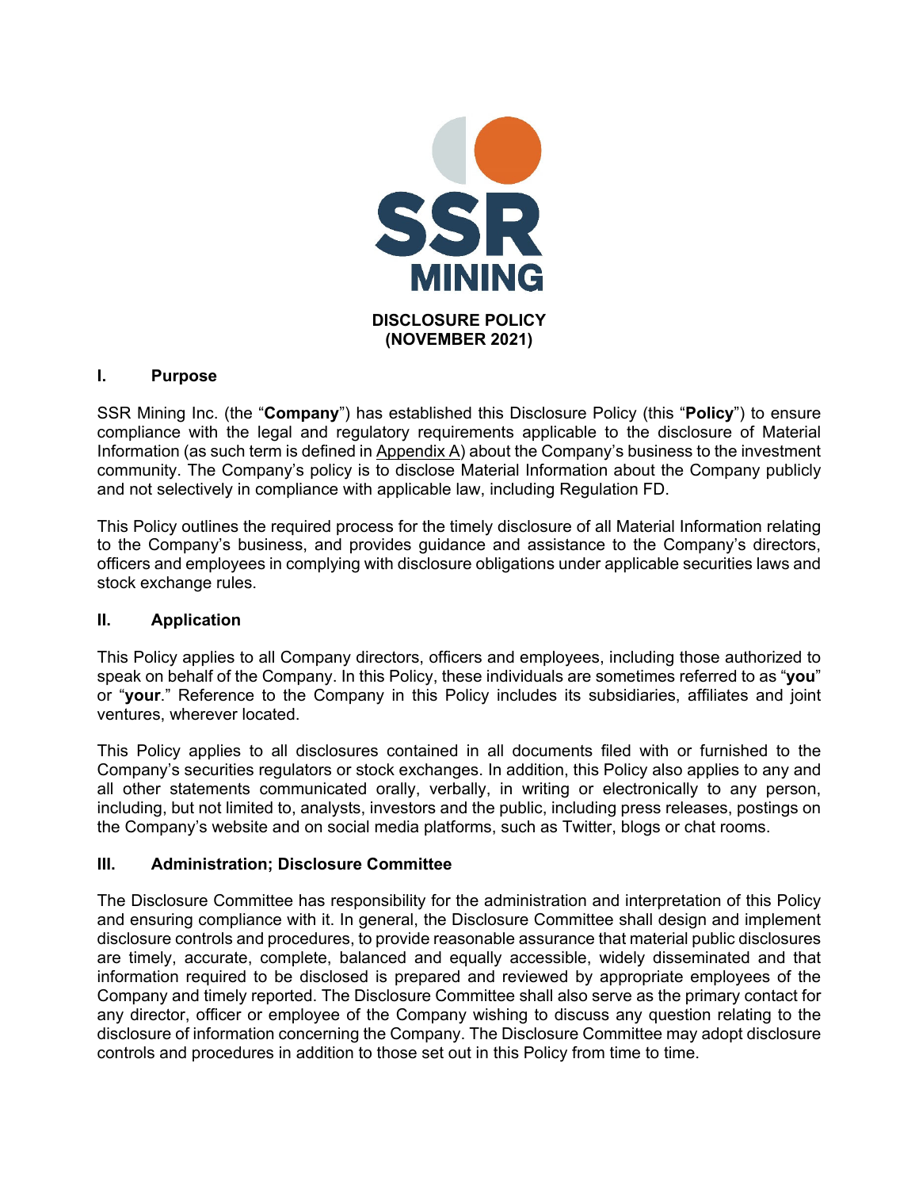SSR MINING

# DISCLOSURE POLICY
# (NOVEMBER 2021)

## I. Purpose

SSR Mining Inc. (the "**Company**") has established this Disclosure Policy (this "**Policy**") to ensure compliance with the legal and regulatory requirements applicable to the disclosure of Material Information (as such term is defined in Appendix A) about the Company's business to the investment community. The Company's policy is to disclose Material Information about the Company publicly and not selectively in compliance with applicable law, including Regulation FD.

This Policy outlines the required process for the timely disclosure of all Material Information relating to the Company's business, and provides guidance and assistance to the Company's directors, officers and employees in complying with disclosure obligations under applicable securities laws and stock exchange rules.

## II. Application

This Policy applies to all Company directors, officers and employees, including those authorized to speak on behalf of the Company. In this Policy, these individuals are sometimes referred to as "**you**" or "**your**." Reference to the Company in this Policy includes its subsidiaries, affiliates and joint ventures, wherever located.

This Policy applies to all disclosures contained in all documents filed with or furnished to the Company's securities regulators or stock exchanges. In addition, this Policy also applies to any and all other statements communicated orally, verbally, in writing or electronically to any person, including, but not limited to, analysts, investors and the public, including press releases, postings on the Company's website and on social media platforms, such as Twitter, blogs or chat rooms.

## III. Administration; Disclosure Committee

The Disclosure Committee has responsibility for the administration and interpretation of this Policy and ensuring compliance with it. In general, the Disclosure Committee shall design and implement disclosure controls and procedures, to provide reasonable assurance that material public disclosures are timely, accurate, complete, balanced and equally accessible, widely disseminated and that information required to be disclosed is prepared and reviewed by appropriate employees of the Company and timely reported. The Disclosure Committee shall also serve as the primary contact for any director, officer or employee of the Company wishing to discuss any question relating to the disclosure of information concerning the Company. The Disclosure Committee may adopt disclosure controls and procedures in addition to those set out in this Policy from time to time.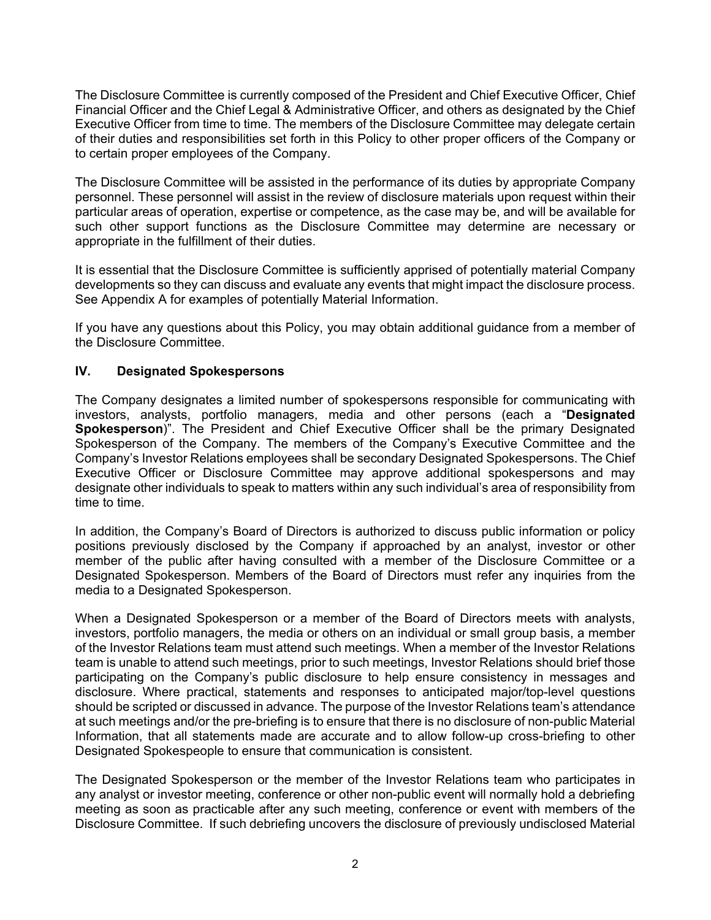The Disclosure Committee is currently composed of the President and Chief Executive Officer, Chief Financial Officer and the Chief Legal & Administrative Officer, and others as designated by the Chief Executive Officer from time to time. The members of the Disclosure Committee may delegate certain of their duties and responsibilities set forth in this Policy to other proper officers of the Company or to certain proper employees of the Company.

The Disclosure Committee will be assisted in the performance of its duties by appropriate Company personnel. These personnel will assist in the review of disclosure materials upon request within their particular areas of operation, expertise or competence, as the case may be, and will be available for such other support functions as the Disclosure Committee may determine are necessary or appropriate in the fulfillment of their duties.

It is essential that the Disclosure Committee is sufficiently apprised of potentially material Company developments so they can discuss and evaluate any events that might impact the disclosure process. See Appendix A for examples of potentially Material Information.

If you have any questions about this Policy, you may obtain additional guidance from a member of the Disclosure Committee.

## IV. Designated Spokespersons

The Company designates a limited number of spokespersons responsible for communicating with investors, analysts, portfolio managers, media and other persons (each a "**Designated Spokesperson**)". The President and Chief Executive Officer shall be the primary Designated Spokesperson of the Company. The members of the Company's Executive Committee and the Company's Investor Relations employees shall be secondary Designated Spokespersons. The Chief Executive Officer or Disclosure Committee may approve additional spokespersons and may designate other individuals to speak to matters within any such individual's area of responsibility from time to time.

In addition, the Company's Board of Directors is authorized to discuss public information or policy positions previously disclosed by the Company if approached by an analyst, investor or other member of the public after having consulted with a member of the Disclosure Committee or a Designated Spokesperson. Members of the Board of Directors must refer any inquiries from the media to a Designated Spokesperson.

When a Designated Spokesperson or a member of the Board of Directors meets with analysts, investors, portfolio managers, the media or others on an individual or small group basis, a member of the Investor Relations team must attend such meetings. When a member of the Investor Relations team is unable to attend such meetings, prior to such meetings, Investor Relations should brief those participating on the Company's public disclosure to help ensure consistency in messages and disclosure. Where practical, statements and responses to anticipated major/top-level questions should be scripted or discussed in advance. The purpose of the Investor Relations team's attendance at such meetings and/or the pre-briefing is to ensure that there is no disclosure of non-public Material Information, that all statements made are accurate and to allow follow-up cross-briefing to other Designated Spokespeople to ensure that communication is consistent.

The Designated Spokesperson or the member of the Investor Relations team who participates in any analyst or investor meeting, conference or other non-public event will normally hold a debriefing meeting as soon as practicable after any such meeting, conference or event with members of the Disclosure Committee. If such debriefing uncovers the disclosure of previously undisclosed Material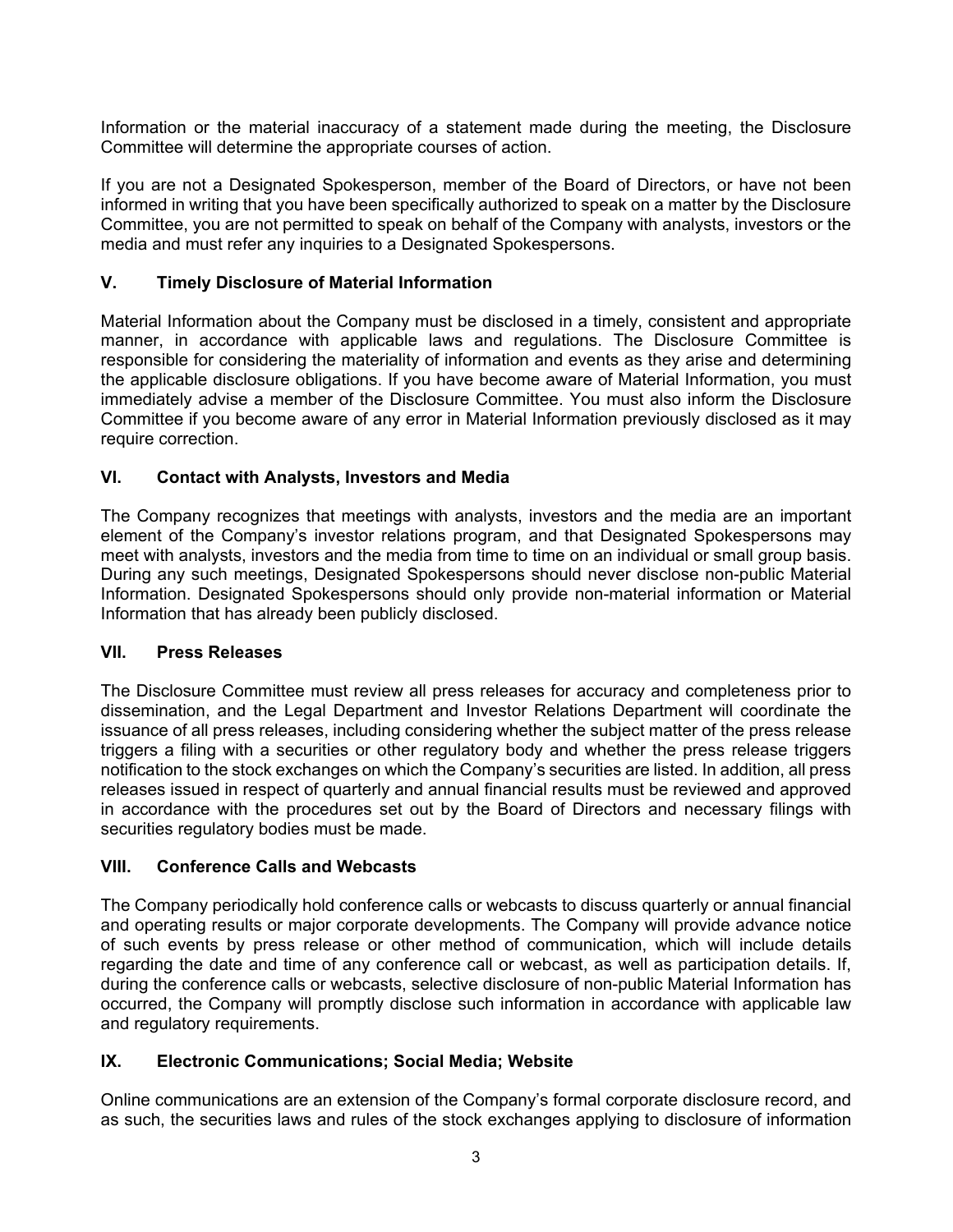Information or the material inaccuracy of a statement made during the meeting, the Disclosure Committee will determine the appropriate courses of action.

If you are not a Designated Spokesperson, member of the Board of Directors, or have not been informed in writing that you have been specifically authorized to speak on a matter by the Disclosure Committee, you are not permitted to speak on behalf of the Company with analysts, investors or the media and must refer any inquiries to a Designated Spokespersons.

## V. Timely Disclosure of Material Information

Material Information about the Company must be disclosed in a timely, consistent and appropriate manner, in accordance with applicable laws and regulations. The Disclosure Committee is responsible for considering the materiality of information and events as they arise and determining the applicable disclosure obligations. If you have become aware of Material Information, you must immediately advise a member of the Disclosure Committee. You must also inform the Disclosure Committee if you become aware of any error in Material Information previously disclosed as it may require correction.

## VI. Contact with Analysts, Investors and Media

The Company recognizes that meetings with analysts, investors and the media are an important element of the Company's investor relations program, and that Designated Spokespersons may meet with analysts, investors and the media from time to time on an individual or small group basis. During any such meetings, Designated Spokespersons should never disclose non-public Material Information. Designated Spokespersons should only provide non-material information or Material Information that has already been publicly disclosed.

## VII. Press Releases

The Disclosure Committee must review all press releases for accuracy and completeness prior to dissemination, and the Legal Department and Investor Relations Department will coordinate the issuance of all press releases, including considering whether the subject matter of the press release triggers a filing with a securities or other regulatory body and whether the press release triggers notification to the stock exchanges on which the Company's securities are listed. In addition, all press releases issued in respect of quarterly and annual financial results must be reviewed and approved in accordance with the procedures set out by the Board of Directors and necessary filings with securities regulatory bodies must be made.

## VIII. Conference Calls and Webcasts

The Company periodically hold conference calls or webcasts to discuss quarterly or annual financial and operating results or major corporate developments. The Company will provide advance notice of such events by press release or other method of communication, which will include details regarding the date and time of any conference call or webcast, as well as participation details. If, during the conference calls or webcasts, selective disclosure of non-public Material Information has occurred, the Company will promptly disclose such information in accordance with applicable law and regulatory requirements.

## IX. Electronic Communications; Social Media; Website

Online communications are an extension of the Company's formal corporate disclosure record, and as such, the securities laws and rules of the stock exchanges applying to disclosure of information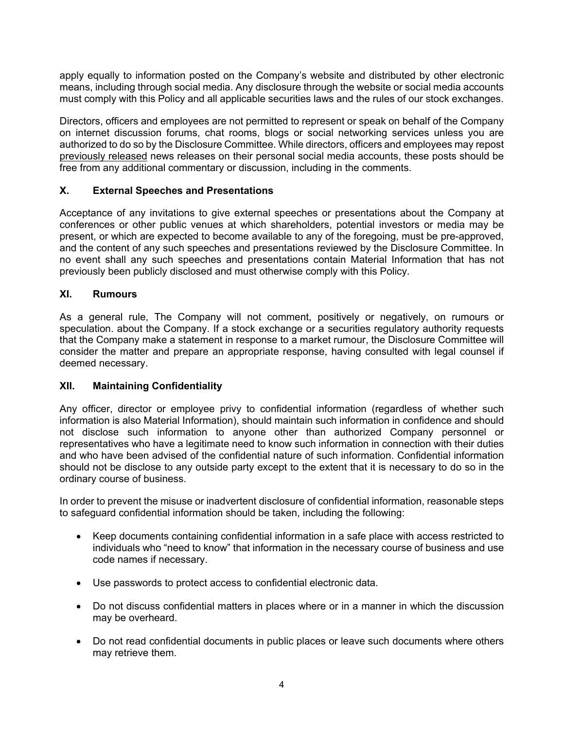apply equally to information posted on the Company's website and distributed by other electronic means, including through social media. Any disclosure through the website or social media accounts must comply with this Policy and all applicable securities laws and the rules of our stock exchanges.

Directors, officers and employees are not permitted to represent or speak on behalf of the Company on internet discussion forums, chat rooms, blogs or social networking services unless you are authorized to do so by the Disclosure Committee. While directors, officers and employees may repost previously released news releases on their personal social media accounts, these posts should be free from any additional commentary or discussion, including in the comments.

## X. External Speeches and Presentations

Acceptance of any invitations to give external speeches or presentations about the Company at conferences or other public venues at which shareholders, potential investors or media may be present, or which are expected to become available to any of the foregoing, must be pre-approved, and the content of any such speeches and presentations reviewed by the Disclosure Committee. In no event shall any such speeches and presentations contain Material Information that has not previously been publicly disclosed and must otherwise comply with this Policy.

## XI. Rumours

As a general rule, The Company will not comment, positively or negatively, on rumours or speculation. about the Company. If a stock exchange or a securities regulatory authority requests that the Company make a statement in response to a market rumour, the Disclosure Committee will consider the matter and prepare an appropriate response, having consulted with legal counsel if deemed necessary.

## XII. Maintaining Confidentiality

Any officer, director or employee privy to confidential information (regardless of whether such information is also Material Information), should maintain such information in confidence and should not disclose such information to anyone other than authorized Company personnel or representatives who have a legitimate need to know such information in connection with their duties and who have been advised of the confidential nature of such information. Confidential information should not be disclose to any outside party except to the extent that it is necessary to do so in the ordinary course of business.

In order to prevent the misuse or inadvertent disclosure of confidential information, reasonable steps to safeguard confidential information should be taken, including the following:

- Keep documents containing confidential information in a safe place with access restricted to individuals who "need to know" that information in the necessary course of business and use code names if necessary.
- Use passwords to protect access to confidential electronic data.
- Do not discuss confidential matters in places where or in a manner in which the discussion may be overheard.
- Do not read confidential documents in public places or leave such documents where others may retrieve them.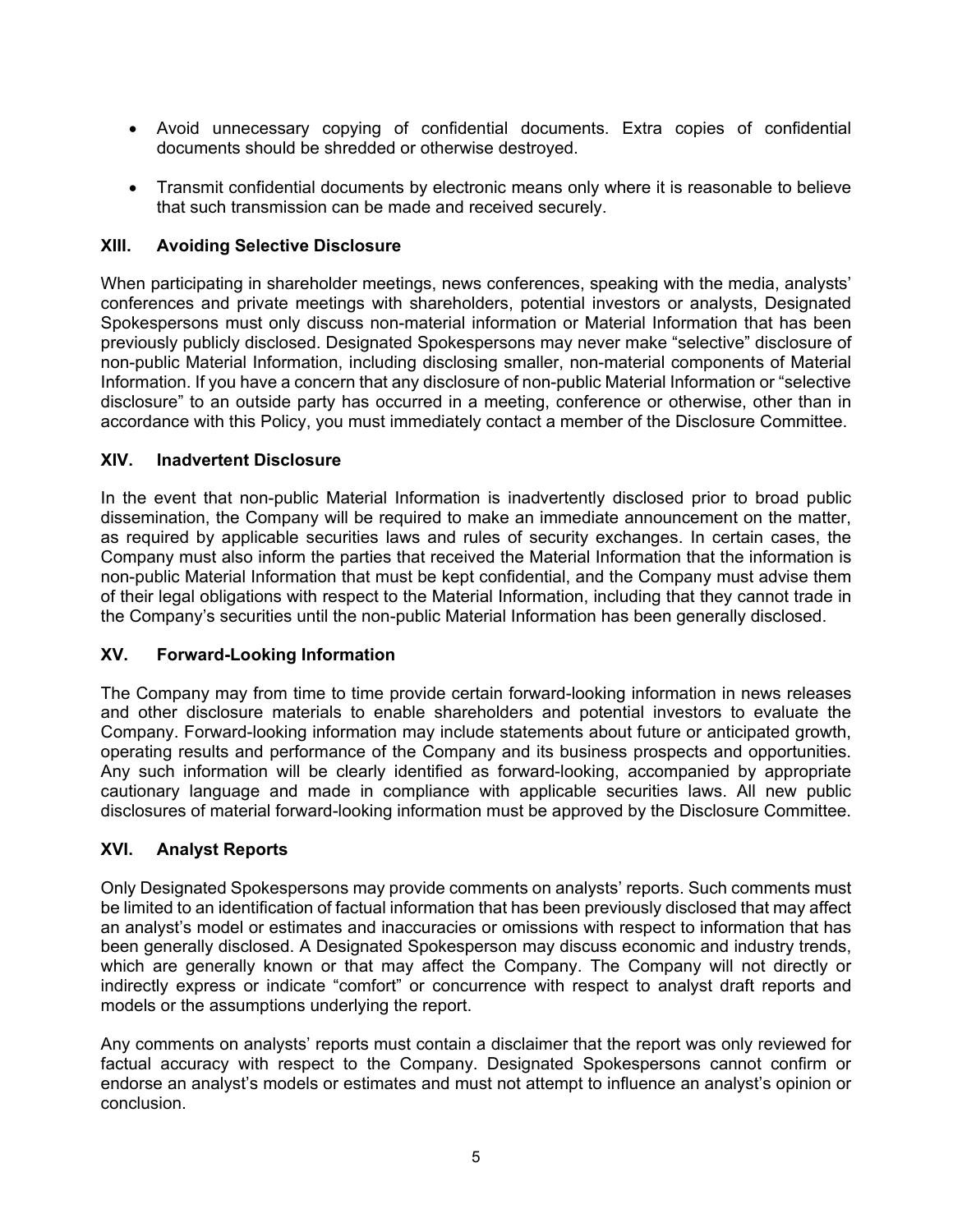- Avoid unnecessary copying of confidential documents. Extra copies of confidential documents should be shredded or otherwise destroyed.

- Transmit confidential documents by electronic means only where it is reasonable to believe that such transmission can be made and received securely.

## XIII. Avoiding Selective Disclosure

When participating in shareholder meetings, news conferences, speaking with the media, analysts' conferences and private meetings with shareholders, potential investors or analysts, Designated Spokespersons must only discuss non-material information or Material Information that has been previously publicly disclosed. Designated Spokespersons may never make "selective" disclosure of non-public Material Information, including disclosing smaller, non-material components of Material Information. If you have a concern that any disclosure of non-public Material Information or "selective disclosure" to an outside party has occurred in a meeting, conference or otherwise, other than in accordance with this Policy, you must immediately contact a member of the Disclosure Committee.

## XIV. Inadvertent Disclosure

In the event that non-public Material Information is inadvertently disclosed prior to broad public dissemination, the Company will be required to make an immediate announcement on the matter, as required by applicable securities laws and rules of security exchanges. In certain cases, the Company must also inform the parties that received the Material Information that the information is non-public Material Information that must be kept confidential, and the Company must advise them of their legal obligations with respect to the Material Information, including that they cannot trade in the Company's securities until the non-public Material Information has been generally disclosed.

## XV. Forward-Looking Information

The Company may from time to time provide certain forward-looking information in news releases and other disclosure materials to enable shareholders and potential investors to evaluate the Company. Forward-looking information may include statements about future or anticipated growth, operating results and performance of the Company and its business prospects and opportunities. Any such information will be clearly identified as forward-looking, accompanied by appropriate cautionary language and made in compliance with applicable securities laws. All new public disclosures of material forward-looking information must be approved by the Disclosure Committee.

## XVI. Analyst Reports

Only Designated Spokespersons may provide comments on analysts' reports. Such comments must be limited to an identification of factual information that has been previously disclosed that may affect an analyst's model or estimates and inaccuracies or omissions with respect to information that has been generally disclosed. A Designated Spokesperson may discuss economic and industry trends, which are generally known or that may affect the Company. The Company will not directly or indirectly express or indicate "comfort" or concurrence with respect to analyst draft reports and models or the assumptions underlying the report.

Any comments on analysts' reports must contain a disclaimer that the report was only reviewed for factual accuracy with respect to the Company. Designated Spokespersons cannot confirm or endorse an analyst's models or estimates and must not attempt to influence an analyst's opinion or conclusion.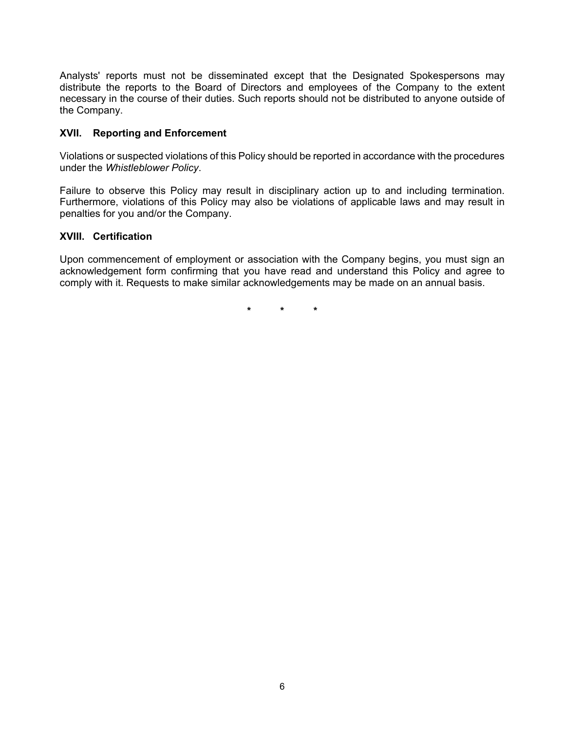Analysts' reports must not be disseminated except that the Designated Spokespersons may distribute the reports to the Board of Directors and employees of the Company to the extent necessary in the course of their duties. Such reports should not be distributed to anyone outside of the Company.

## XVII. Reporting and Enforcement

Violations or suspected violations of this Policy should be reported in accordance with the procedures under the *Whistleblower Policy*.

Failure to observe this Policy may result in disciplinary action up to and including termination. Furthermore, violations of this Policy may also be violations of applicable laws and may result in penalties for you and/or the Company.

## XVIII. Certification

Upon commencement of employment or association with the Company begins, you must sign an acknowledgement form confirming that you have read and understand this Policy and agree to comply with it. Requests to make similar acknowledgements may be made on an annual basis.

\* \* \*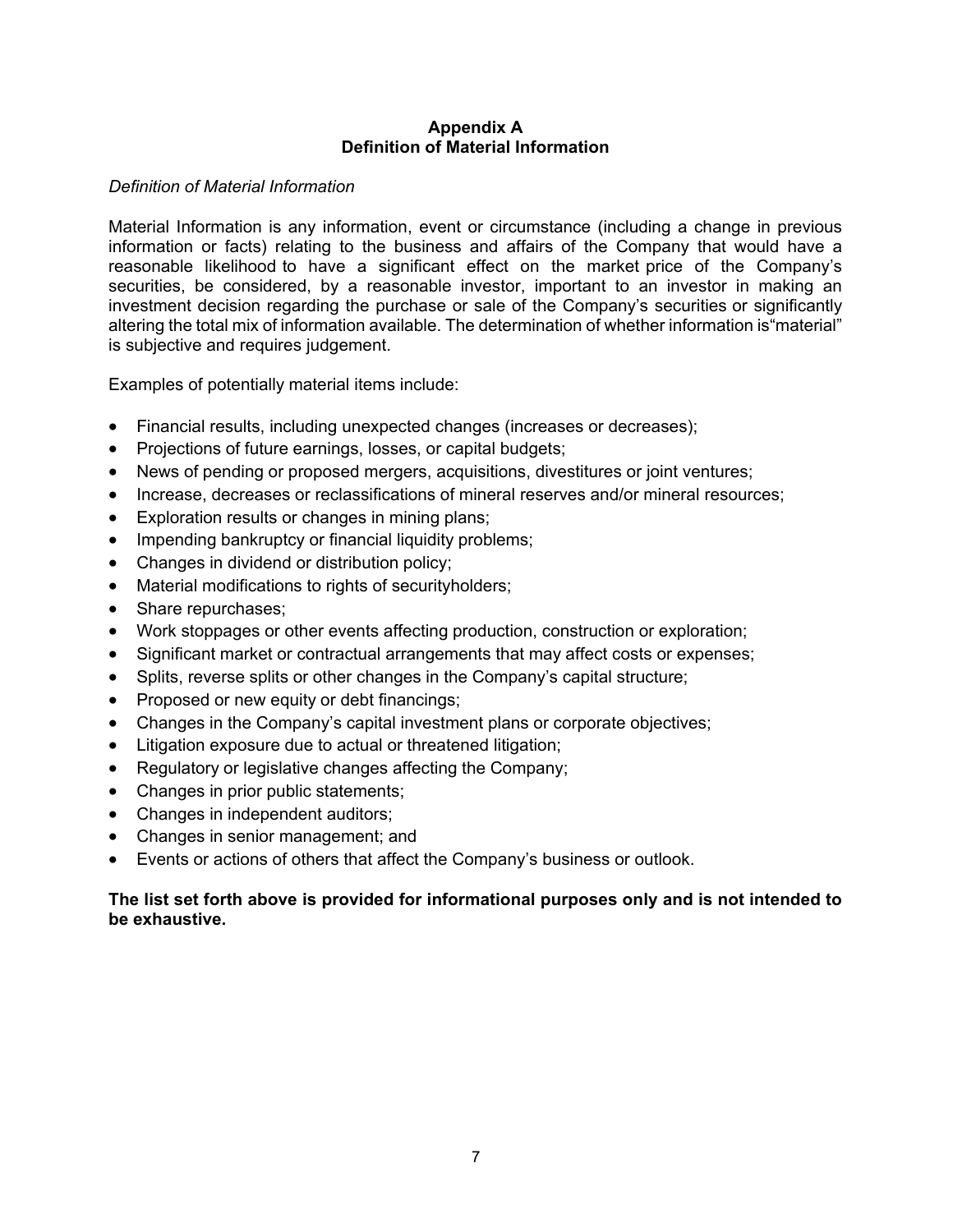# Appendix A
# Definition of Material Information

*Definition of Material Information*

Material Information is any information, event or circumstance (including a change in previous information or facts) relating to the business and affairs of the Company that would have a reasonable likelihood to have a significant effect on the market price of the Company's securities, be considered, by a reasonable investor, important to an investor in making an investment decision regarding the purchase or sale of the Company's securities or significantly altering the total mix of information available. The determination of whether information is"material" is subjective and requires judgement.

Examples of potentially material items include:

- Financial results, including unexpected changes (increases or decreases);
- Projections of future earnings, losses, or capital budgets;
- News of pending or proposed mergers, acquisitions, divestitures or joint ventures;
- Increase, decreases or reclassifications of mineral reserves and/or mineral resources;
- Exploration results or changes in mining plans;
- Impending bankruptcy or financial liquidity problems;
- Changes in dividend or distribution policy;
- Material modifications to rights of securityholders;
- Share repurchases;
- Work stoppages or other events affecting production, construction or exploration;
- Significant market or contractual arrangements that may affect costs or expenses;
- Splits, reverse splits or other changes in the Company's capital structure;
- Proposed or new equity or debt financings;
- Changes in the Company's capital investment plans or corporate objectives;
- Litigation exposure due to actual or threatened litigation;
- Regulatory or legislative changes affecting the Company;
- Changes in prior public statements;
- Changes in independent auditors;
- Changes in senior management; and
- Events or actions of others that affect the Company's business or outlook.

**The list set forth above is provided for informational purposes only and is not intended to be exhaustive.**